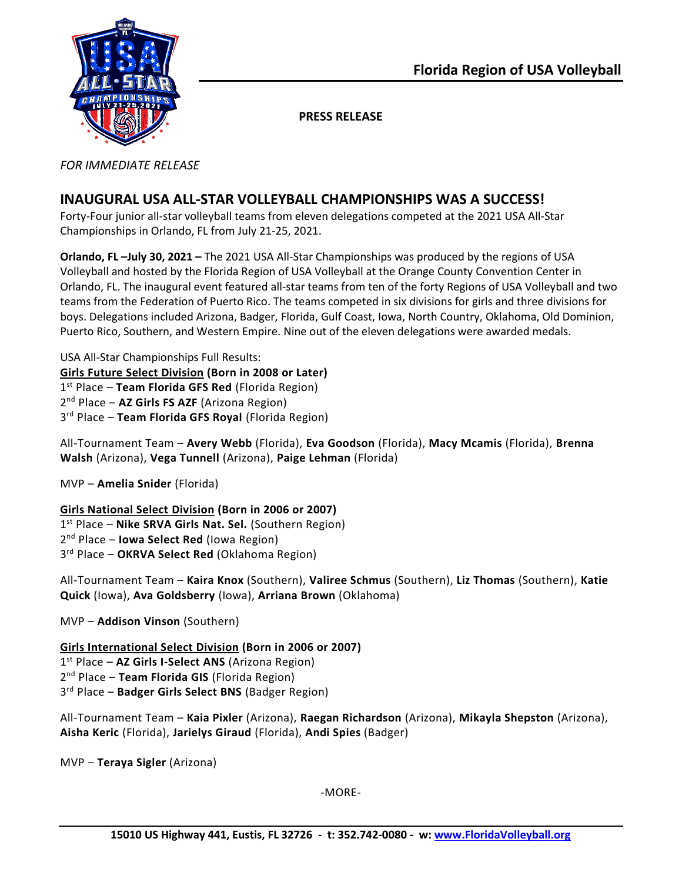**Florida Region of USA Volleyball**

**PRESS RELEASE**

*FOR IMMEDIATE RELEASE*

## INAUGURAL USA ALL-STAR VOLLEYBALL CHAMPIONSHIPS WAS A SUCCESS!

Forty-Four junior all-star volleyball teams from eleven delegations competed at the 2021 USA All-Star Championships in Orlando, FL from July 21-25, 2021.

**Orlando, FL –July 30, 2021 –** The 2021 USA All-Star Championships was produced by the regions of USA Volleyball and hosted by the Florida Region of USA Volleyball at the Orange County Convention Center in Orlando, FL. The inaugural event featured all-star teams from ten of the forty Regions of USA Volleyball and two teams from the Federation of Puerto Rico. The teams competed in six divisions for girls and three divisions for boys. Delegations included Arizona, Badger, Florida, Gulf Coast, Iowa, North Country, Oklahoma, Old Dominion, Puerto Rico, Southern, and Western Empire. Nine out of the eleven delegations were awarded medals.

USA All-Star Championships Full Results:

**Girls Future Select Division (Born in 2008 or Later)**
1st Place – **Team Florida GFS Red** (Florida Region)
2nd Place – **AZ Girls FS AZF** (Arizona Region)
3rd Place – **Team Florida GFS Royal** (Florida Region)

All-Tournament Team – **Avery Webb** (Florida), **Eva Goodson** (Florida), **Macy Mcamis** (Florida), **Brenna Walsh** (Arizona), **Vega Tunnell** (Arizona), **Paige Lehman** (Florida)

MVP – **Amelia Snider** (Florida)

**Girls National Select Division (Born in 2006 or 2007)**
1st Place – **Nike SRVA Girls Nat. Sel.** (Southern Region)
2nd Place – **Iowa Select Red** (Iowa Region)
3rd Place – **OKRVA Select Red** (Oklahoma Region)

All-Tournament Team – **Kaira Knox** (Southern), **Valiree Schmus** (Southern), **Liz Thomas** (Southern), **Katie Quick** (Iowa), **Ava Goldsberry** (Iowa), **Arriana Brown** (Oklahoma)

MVP – **Addison Vinson** (Southern)

**Girls International Select Division (Born in 2006 or 2007)**
1st Place – **AZ Girls I-Select ANS** (Arizona Region)
2nd Place – **Team Florida GIS** (Florida Region)
3rd Place – **Badger Girls Select BNS** (Badger Region)

All-Tournament Team – **Kaia Pixler** (Arizona), **Raegan Richardson** (Arizona), **Mikayla Shepston** (Arizona), **Aisha Keric** (Florida), **Jarielys Giraud** (Florida), **Andi Spies** (Badger)

MVP – **Teraya Sigler** (Arizona)

-MORE-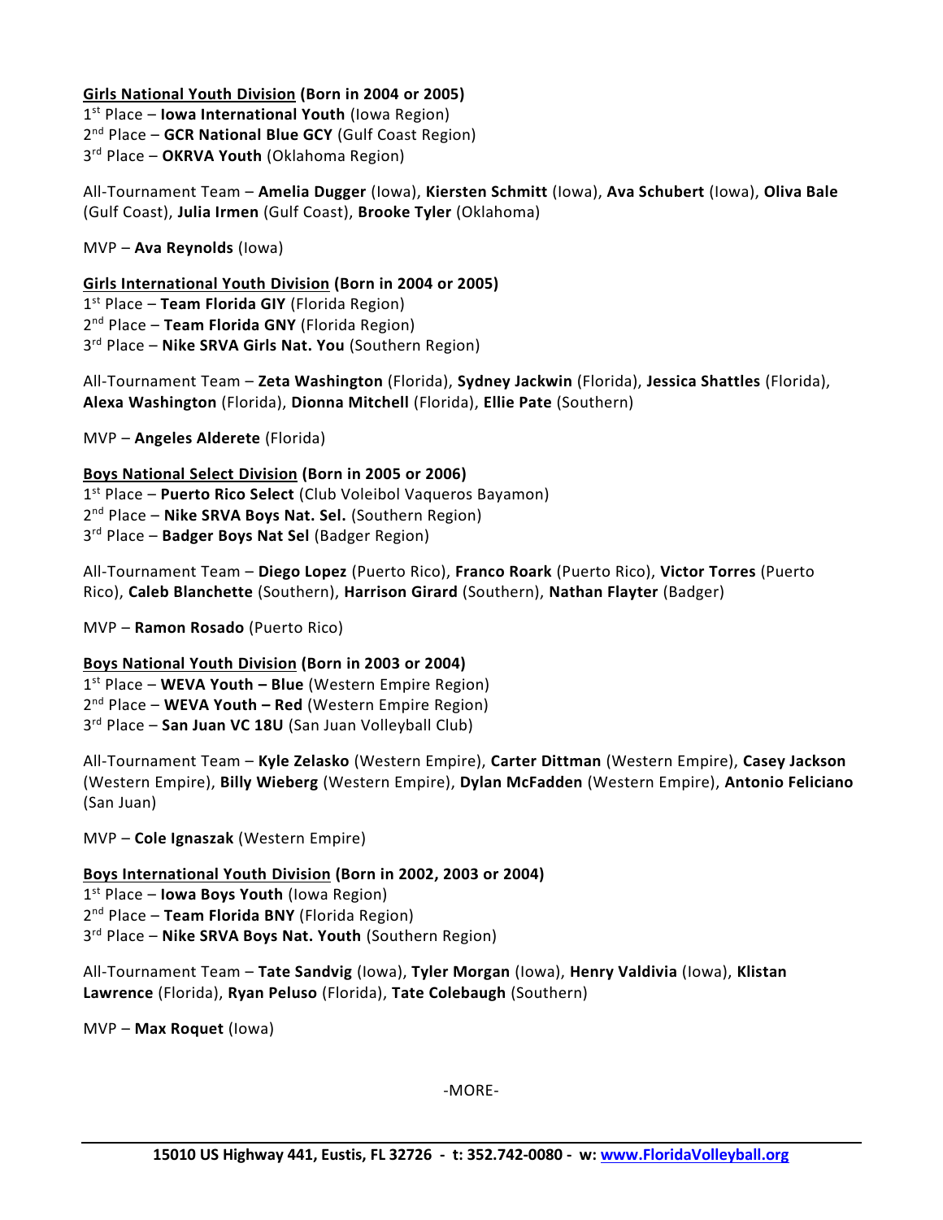**Girls National Youth Division (Born in 2004 or 2005)**
1st Place – **Iowa International Youth** (Iowa Region)
2nd Place – **GCR National Blue GCY** (Gulf Coast Region)
3rd Place – **OKRVA Youth** (Oklahoma Region)

All-Tournament Team – **Amelia Dugger** (Iowa), **Kiersten Schmitt** (Iowa), **Ava Schubert** (Iowa), **Oliva Bale** (Gulf Coast), **Julia Irmen** (Gulf Coast), **Brooke Tyler** (Oklahoma)

MVP – **Ava Reynolds** (Iowa)

**Girls International Youth Division (Born in 2004 or 2005)**
1st Place – **Team Florida GIY** (Florida Region)
2nd Place – **Team Florida GNY** (Florida Region)
3rd Place – **Nike SRVA Girls Nat. You** (Southern Region)

All-Tournament Team – **Zeta Washington** (Florida), **Sydney Jackwin** (Florida), **Jessica Shattles** (Florida), **Alexa Washington** (Florida), **Dionna Mitchell** (Florida), **Ellie Pate** (Southern)

MVP – **Angeles Alderete** (Florida)

**Boys National Select Division (Born in 2005 or 2006)**
1st Place – **Puerto Rico Select** (Club Voleibol Vaqueros Bayamon)
2nd Place – **Nike SRVA Boys Nat. Sel.** (Southern Region)
3rd Place – **Badger Boys Nat Sel** (Badger Region)

All-Tournament Team – **Diego Lopez** (Puerto Rico), **Franco Roark** (Puerto Rico), **Victor Torres** (Puerto Rico), **Caleb Blanchette** (Southern), **Harrison Girard** (Southern), **Nathan Flayter** (Badger)

MVP – **Ramon Rosado** (Puerto Rico)

**Boys National Youth Division (Born in 2003 or 2004)**
1st Place – **WEVA Youth – Blue** (Western Empire Region)
2nd Place – **WEVA Youth – Red** (Western Empire Region)
3rd Place – **San Juan VC 18U** (San Juan Volleyball Club)

All-Tournament Team – **Kyle Zelasko** (Western Empire), **Carter Dittman** (Western Empire), **Casey Jackson** (Western Empire), **Billy Wieberg** (Western Empire), **Dylan McFadden** (Western Empire), **Antonio Feliciano** (San Juan)

MVP – **Cole Ignaszak** (Western Empire)

**Boys International Youth Division (Born in 2002, 2003 or 2004)**
1st Place – **Iowa Boys Youth** (Iowa Region)
2nd Place – **Team Florida BNY** (Florida Region)
3rd Place – **Nike SRVA Boys Nat. Youth** (Southern Region)

All-Tournament Team – **Tate Sandvig** (Iowa), **Tyler Morgan** (Iowa), **Henry Valdivia** (Iowa), **Klistan Lawrence** (Florida), **Ryan Peluso** (Florida), **Tate Colebaugh** (Southern)

MVP – **Max Roquet** (Iowa)

-MORE-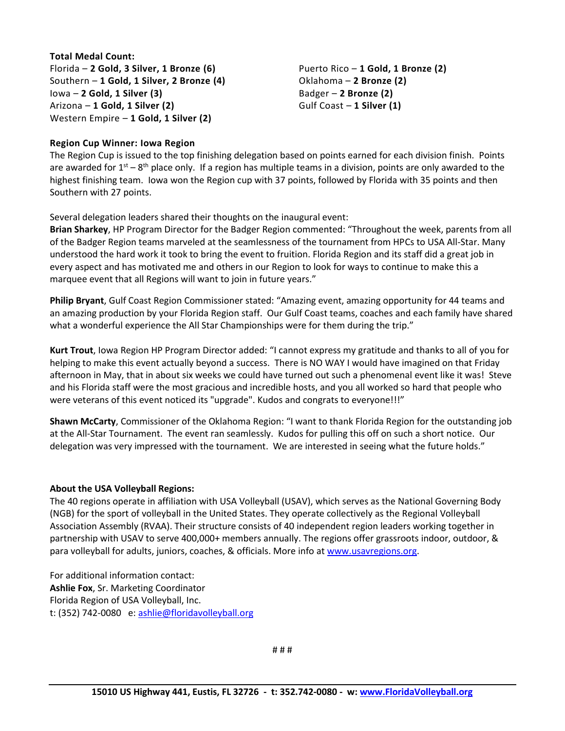**Total Medal Count:**

Florida – **2 Gold, 3 Silver, 1 Bronze (6)**
Southern – **1 Gold, 1 Silver, 2 Bronze (4)**
Iowa – **2 Gold, 1 Silver (3)**
Arizona – **1 Gold, 1 Silver (2)**
Western Empire – **1 Gold, 1 Silver (2)**
Puerto Rico – **1 Gold, 1 Bronze (2)**
Oklahoma – **2 Bronze (2)**
Badger – **2 Bronze (2)**
Gulf Coast – **1 Silver (1)**

**Region Cup Winner: Iowa Region**

The Region Cup is issued to the top finishing delegation based on points earned for each division finish. Points are awarded for 1st – 8th place only. If a region has multiple teams in a division, points are only awarded to the highest finishing team. Iowa won the Region cup with 37 points, followed by Florida with 35 points and then Southern with 27 points.

Several delegation leaders shared their thoughts on the inaugural event:

**Brian Sharkey**, HP Program Director for the Badger Region commented: "Throughout the week, parents from all of the Badger Region teams marveled at the seamlessness of the tournament from HPCs to USA All-Star. Many understood the hard work it took to bring the event to fruition. Florida Region and its staff did a great job in every aspect and has motivated me and others in our Region to look for ways to continue to make this a marquee event that all Regions will want to join in future years."

**Philip Bryant**, Gulf Coast Region Commissioner stated: "Amazing event, amazing opportunity for 44 teams and an amazing production by your Florida Region staff. Our Gulf Coast teams, coaches and each family have shared what a wonderful experience the All Star Championships were for them during the trip."

**Kurt Trout**, Iowa Region HP Program Director added: "I cannot express my gratitude and thanks to all of you for helping to make this event actually beyond a success. There is NO WAY I would have imagined on that Friday afternoon in May, that in about six weeks we could have turned out such a phenomenal event like it was! Steve and his Florida staff were the most gracious and incredible hosts, and you all worked so hard that people who were veterans of this event noticed its "upgrade". Kudos and congrats to everyone!!!"

**Shawn McCarty**, Commissioner of the Oklahoma Region: "I want to thank Florida Region for the outstanding job at the All-Star Tournament. The event ran seamlessly. Kudos for pulling this off on such a short notice. Our delegation was very impressed with the tournament. We are interested in seeing what the future holds."

**About the USA Volleyball Regions:**

The 40 regions operate in affiliation with USA Volleyball (USAV), which serves as the National Governing Body (NGB) for the sport of volleyball in the United States. They operate collectively as the Regional Volleyball Association Assembly (RVAA). Their structure consists of 40 independent region leaders working together in partnership with USAV to serve 400,000+ members annually. The regions offer grassroots indoor, outdoor, & para volleyball for adults, juniors, coaches, & officials. More info at www.usavregions.org.

For additional information contact:
**Ashlie Fox**, Sr. Marketing Coordinator
Florida Region of USA Volleyball, Inc.
t: (352) 742-0080 e: ashlie@floridavolleyball.org

# # #

**15010 US Highway 441, Eustis, FL 32726 - t: 352.742-0080 - w: www.FloridaVolleyball.org**